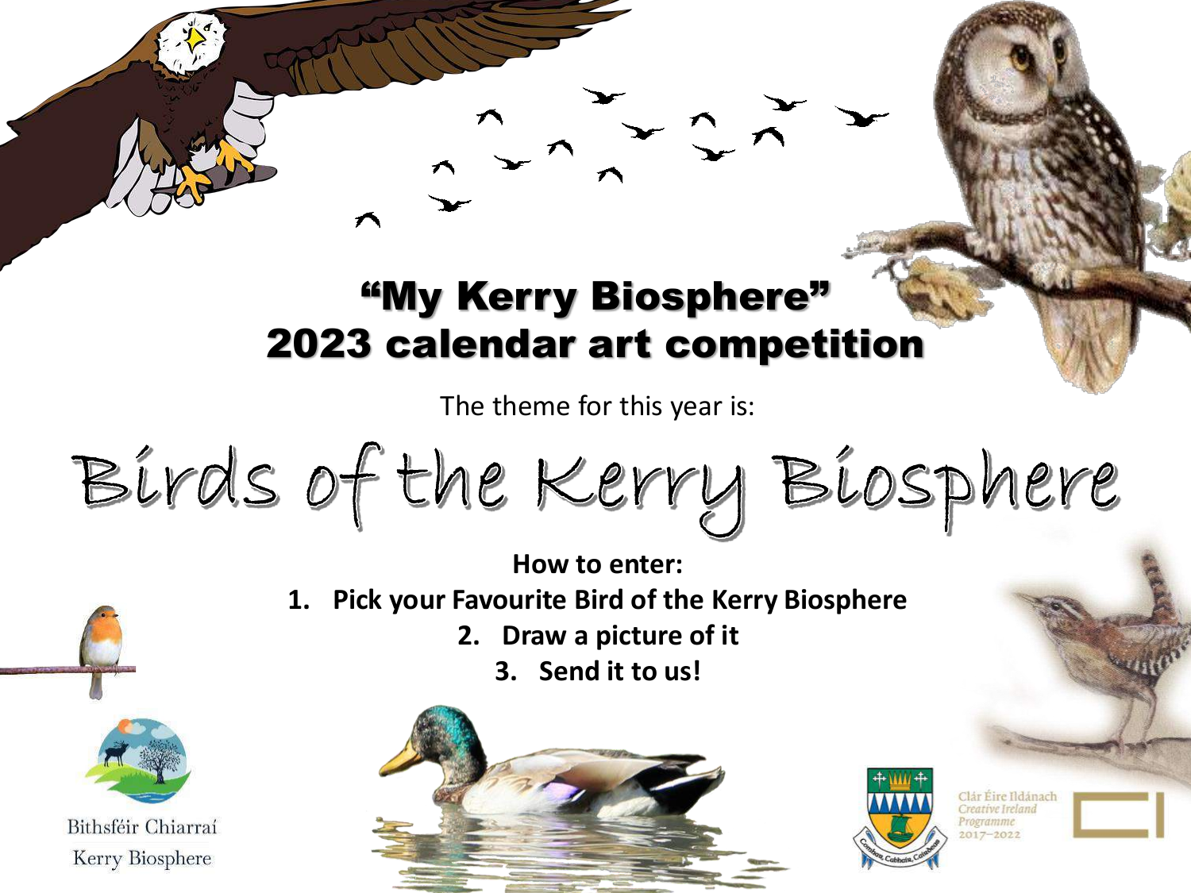# "My Kerry Biosphere" 2023 calendar art competition

The theme for this year is:

## Birds of the Kerry Biosphere

**How to enter:**

1. **Pick your Favourite Bird of the Kerry Biosphere**
2. **Draw a picture of it**
3. **Send it to us!**

Bithsféir Chiarraí
Kerry Biosphere

Clár Éire Ildánach
Creative Ireland
Programme
2017–2022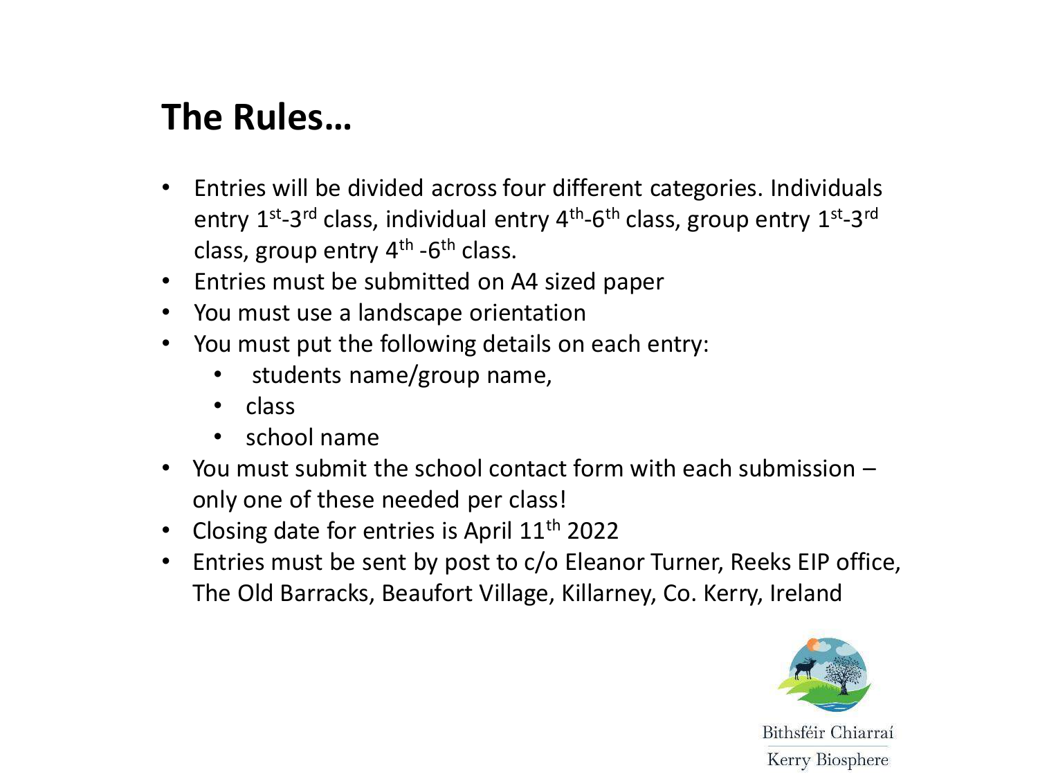# The Rules…

- Entries will be divided across four different categories. Individuals entry 1st-3rd class, individual entry 4th-6th class, group entry 1st-3rd class, group entry 4th -6th class.
- Entries must be submitted on A4 sized paper
- You must use a landscape orientation
- You must put the following details on each entry:
  - students name/group name,
  - class
  - school name
- You must submit the school contact form with each submission – only one of these needed per class!
- Closing date for entries is April 11th 2022
- Entries must be sent by post to c/o Eleanor Turner, Reeks EIP office, The Old Barracks, Beaufort Village, Killarney, Co. Kerry, Ireland

Bithsféir Chiarraí

Kerry Biosphere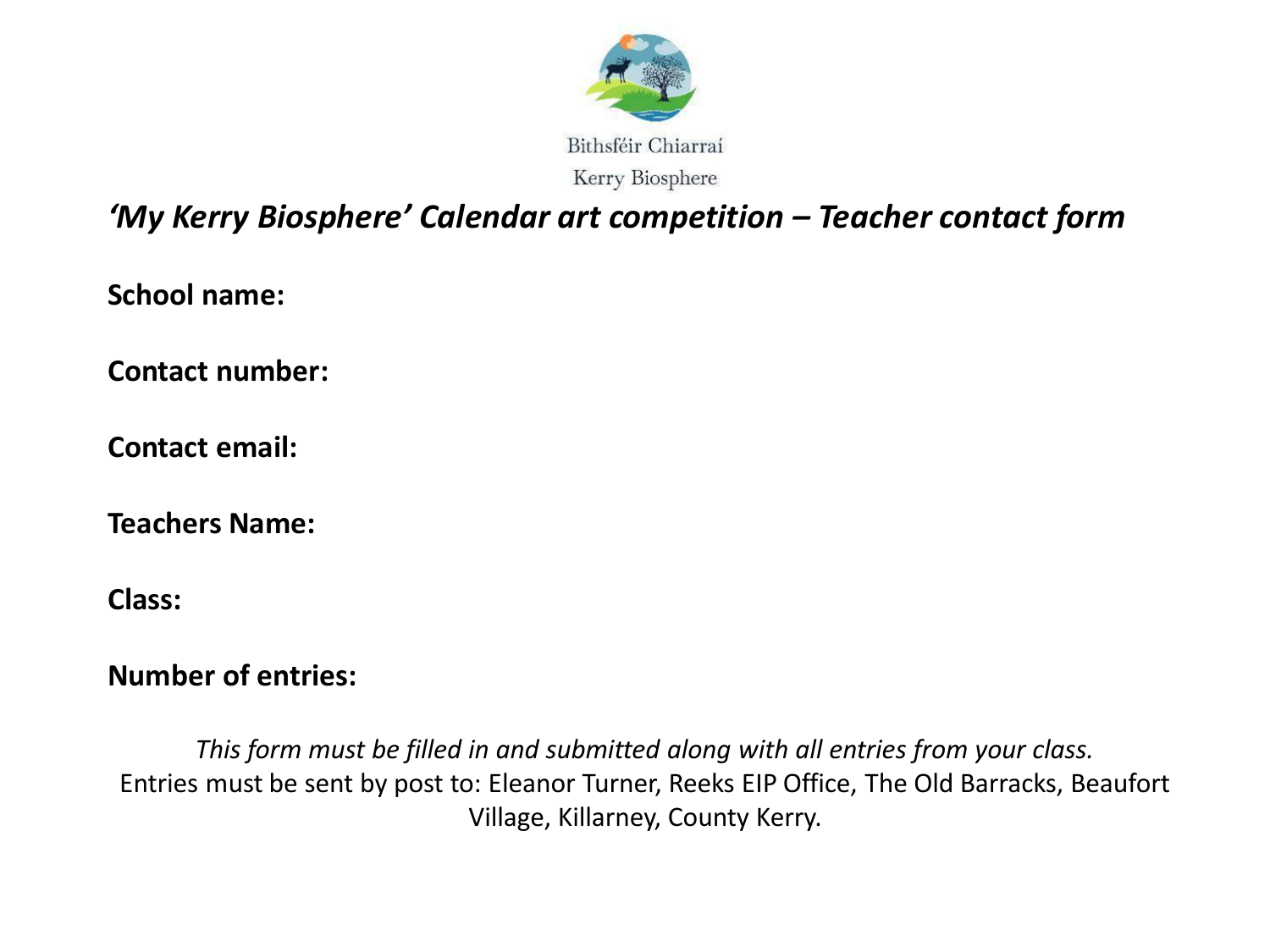Bithsféir Chiarraí

Kerry Biosphere

## *'My Kerry Biosphere' Calendar art competition – Teacher contact form*

**School name:**

**Contact number:**

**Contact email:**

**Teachers Name:**

**Class:**

**Number of entries:**

*This form must be filled in and submitted along with all entries from your class.*
Entries must be sent by post to: Eleanor Turner, Reeks EIP Office, The Old Barracks, Beaufort Village, Killarney, County Kerry.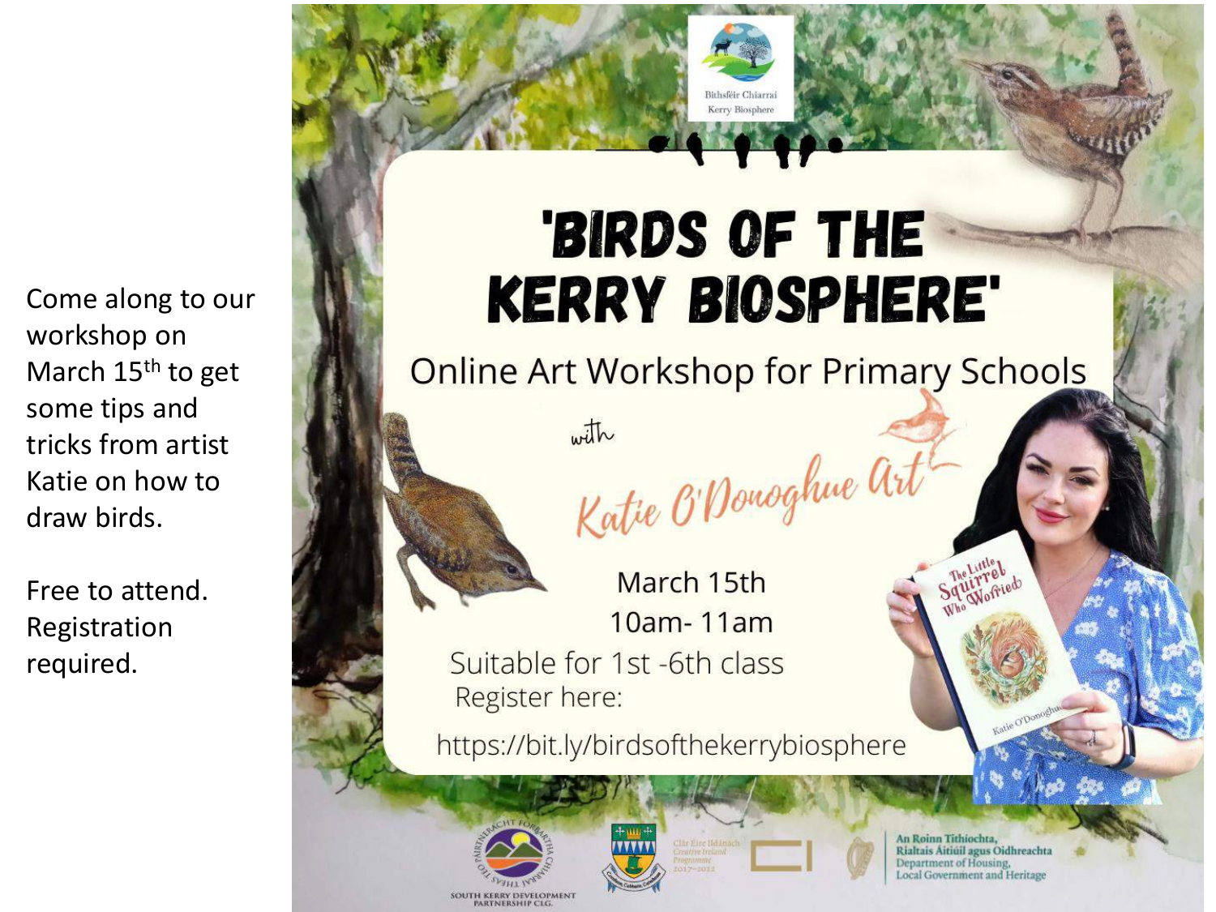Come along to our workshop on March 15th to get some tips and tricks from artist Katie on how to draw birds.

Free to attend. Registration required.

Bithsféir Chiarraí
Kerry Biosphere

# 'BIRDS OF THE KERRY BIOSPHERE'

Online Art Workshop for Primary Schools

with

Katie O'Donoghue Art

March 15th

10am- 11am

Suitable for 1st -6th class

Register here:

https://bit.ly/birdsofthekerrybiosphere

The Little Squirrel Who Worried

Katie O'Donoghue

SOUTH KERRY DEVELOPMENT PARTNERSHIP CLG.

Clár Éire Ildánach
Creative Ireland Programme
2017–2022

An Roinn Tithíochta, Rialtais Áitiúil agus Oidhreachta
Department of Housing, Local Government and Heritage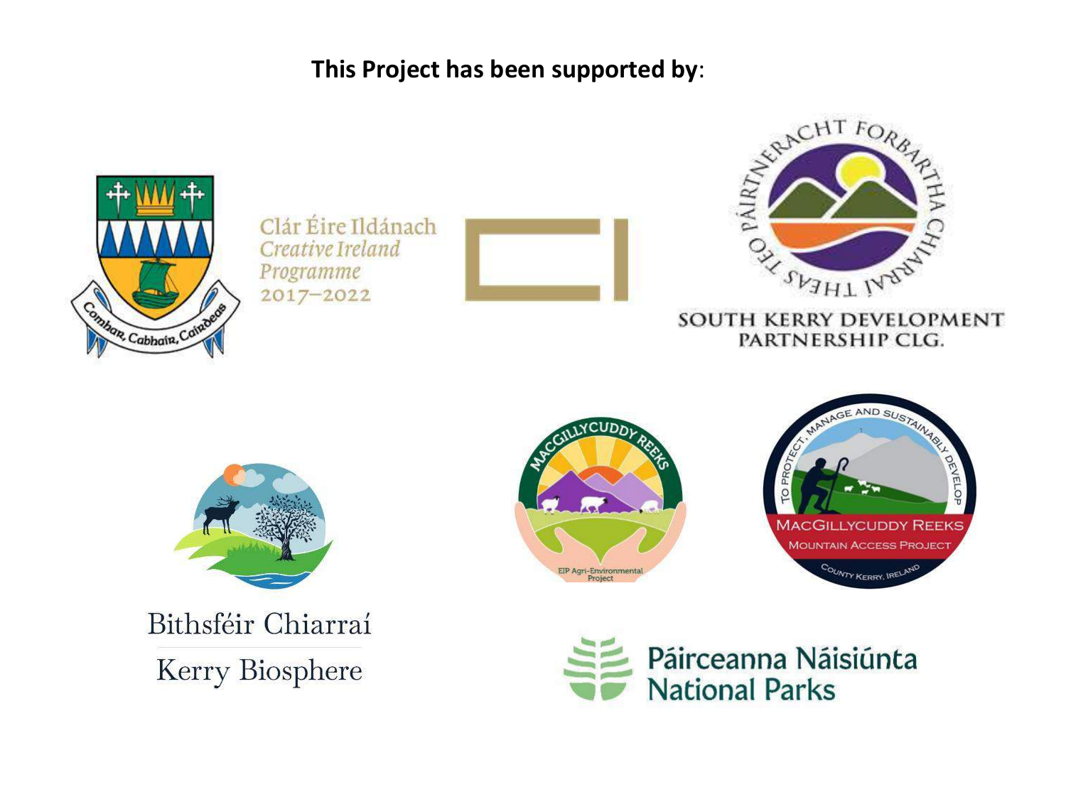**This Project has been supported by**:

Comhar, Cabhair, Cairdeas

Clár Éire Ildánach
Creative Ireland
Programme
2017–2022

TEO PÁIRTNÉIREACHT FORBARTHA CHIARRAÍ THEAS

SOUTH KERRY DEVELOPMENT PARTNERSHIP CLG.

Bithsféir Chiarraí

Kerry Biosphere

MACGILLYCUDDY REEKS

EIP Agri-Environmental Project

TO PROTECT, MANAGE AND SUSTAINABLY DEVELOP

MACGILLYCUDDY REEKS

MOUNTAIN ACCESS PROJECT

COUNTY KERRY, IRELAND

Páirceanna Náisiúnta
National Parks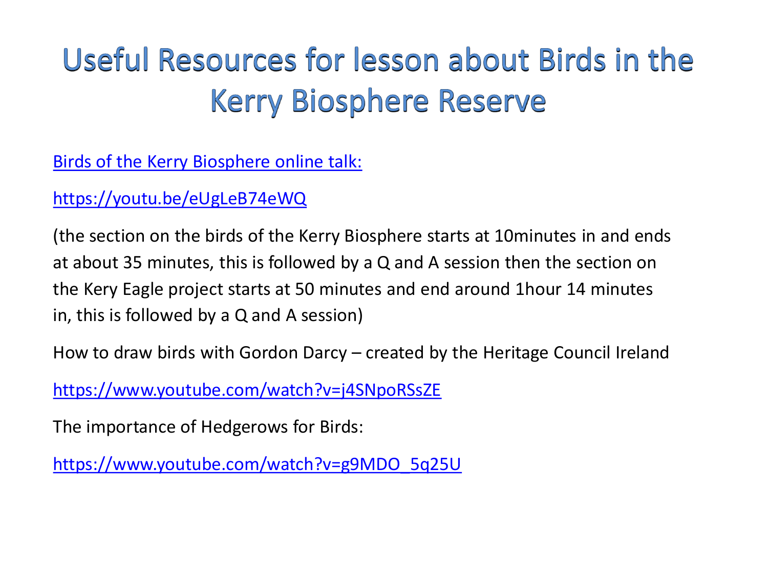# Useful Resources for lesson about Birds in the Kerry Biosphere Reserve

[Birds of the Kerry Biosphere online talk:](https://youtu.be/eUgLeB74eWQ)

[https://youtu.be/eUgLeB74eWQ](https://youtu.be/eUgLeB74eWQ)

(the section on the birds of the Kerry Biosphere starts at 10minutes in and ends at about 35 minutes, this is followed by a Q and A session then the section on the Kery Eagle project starts at 50 minutes and end around 1hour 14 minutes in, this is followed by a Q and A session)

How to draw birds with Gordon Darcy – created by the Heritage Council Ireland

[https://www.youtube.com/watch?v=j4SNpoRSsZE](https://www.youtube.com/watch?v=j4SNpoRSsZE)

The importance of Hedgerows for Birds:

[https://www.youtube.com/watch?v=g9MDO_5q25U](https://www.youtube.com/watch?v=g9MDO_5q25U)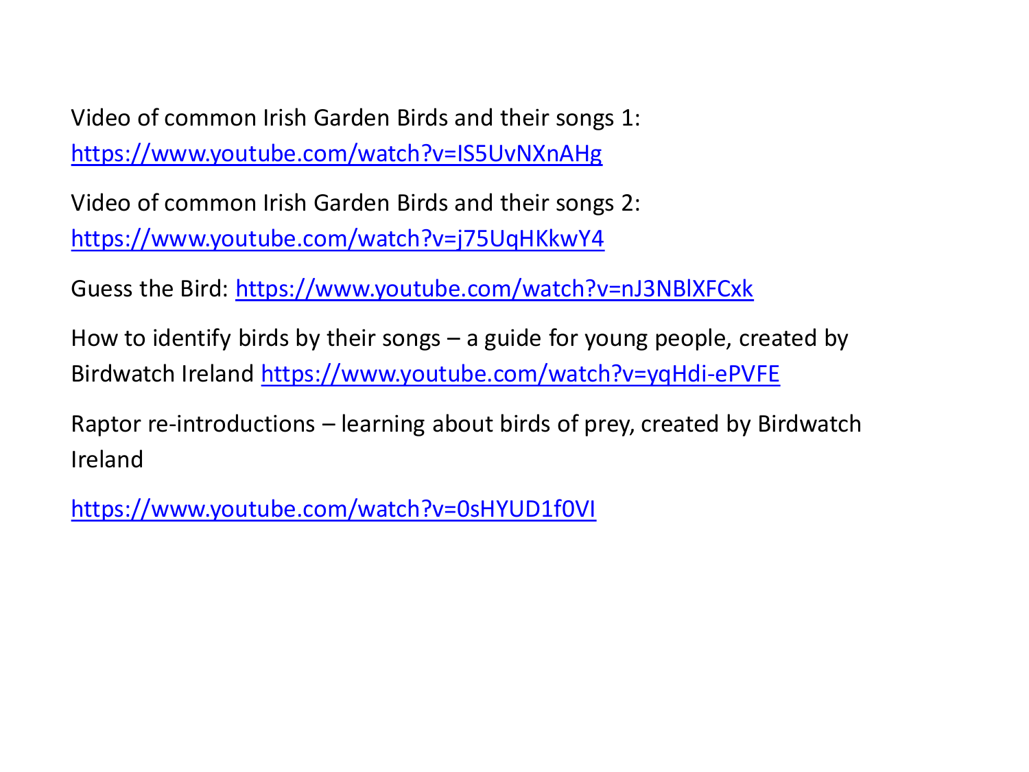Video of common Irish Garden Birds and their songs 1: https://www.youtube.com/watch?v=IS5UvNXnAHg

Video of common Irish Garden Birds and their songs 2: https://www.youtube.com/watch?v=j75UqHKkwY4

Guess the Bird: https://www.youtube.com/watch?v=nJ3NBlXFCxk

How to identify birds by their songs – a guide for young people, created by Birdwatch Ireland https://www.youtube.com/watch?v=yqHdi-ePVFE

Raptor re-introductions – learning about birds of prey, created by Birdwatch Ireland

https://www.youtube.com/watch?v=0sHYUD1f0VI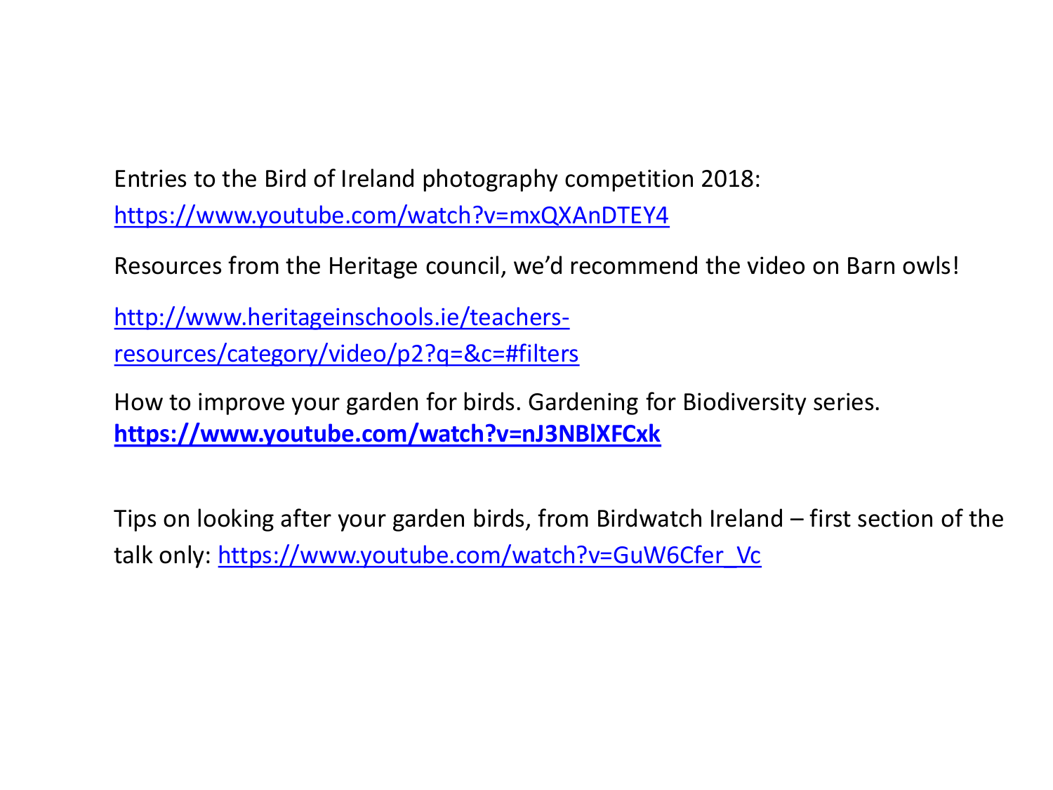Entries to the Bird of Ireland photography competition 2018:
https://www.youtube.com/watch?v=mxQXAnDTEY4

Resources from the Heritage council, we'd recommend the video on Barn owls!

http://www.heritageinschools.ie/teachers-resources/category/video/p2?q=&c=#filters

How to improve your garden for birds. Gardening for Biodiversity series.
**https://www.youtube.com/watch?v=nJ3NBlXFCxk**

Tips on looking after your garden birds, from Birdwatch Ireland – first section of the talk only: https://www.youtube.com/watch?v=GuW6Cfer_Vc